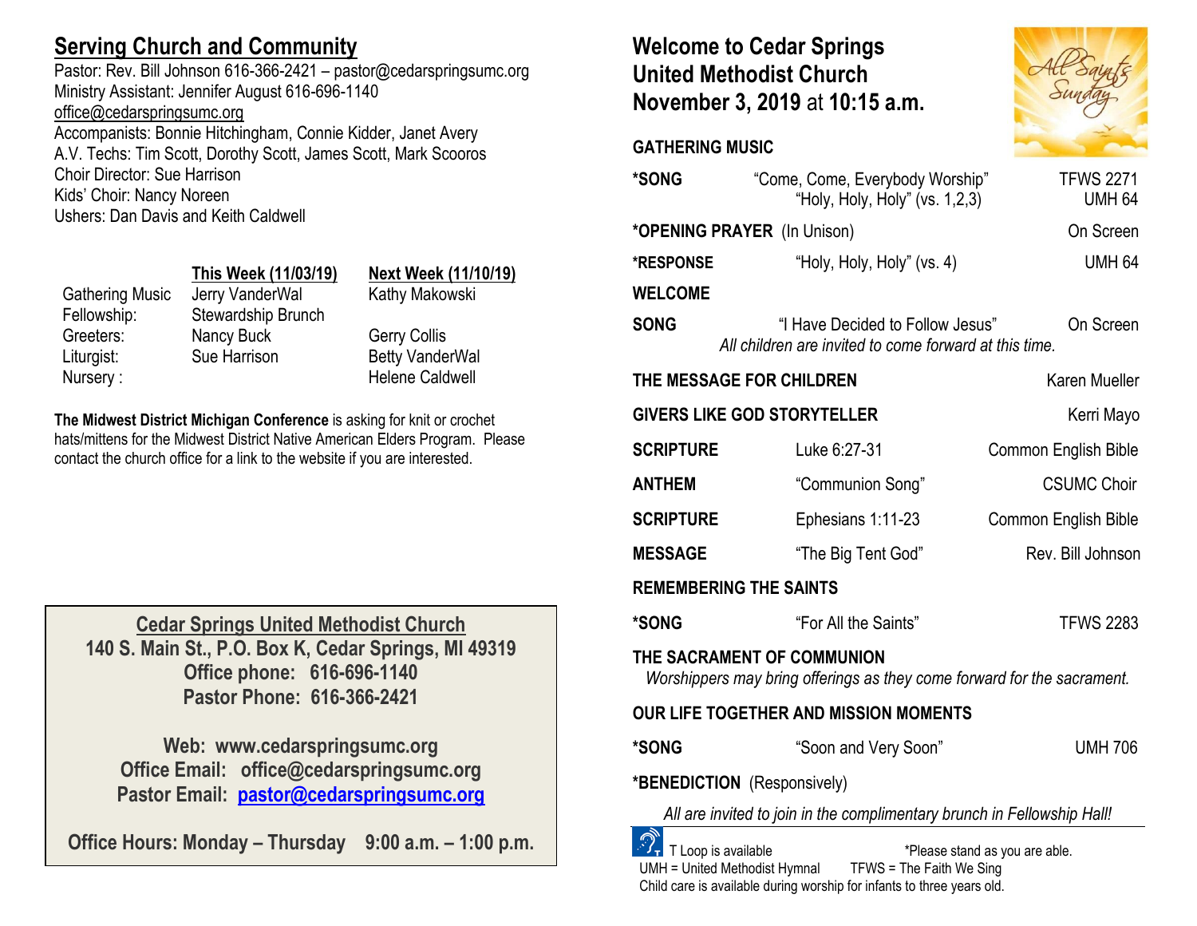## Serving Church and Community

Pastor: Rev. Bill Johnson 616-366-2421 – pastor@cedarspringsumc.org
Ministry Assistant: Jennifer August 616-696-1140
office@cedarspringsumc.org
Accompanists: Bonnie Hitchingham, Connie Kidder, Janet Avery
A.V. Techs: Tim Scott, Dorothy Scott, James Scott, Mark Scooros
Choir Director: Sue Harrison
Kids' Choir: Nancy Noreen
Ushers: Dan Davis and Keith Caldwell

| | This Week (11/03/19) | Next Week (11/10/19) |
|---|---|---|
| Gathering Music | Jerry VanderWal | Kathy Makowski |
| Fellowship: | Stewardship Brunch | |
| Greeters: | Nancy Buck | Gerry Collis |
| Liturgist: | Sue Harrison | Betty VanderWal |
| Nursery : | | Helene Caldwell |

**The Midwest District Michigan Conference** is asking for knit or crochet hats/mittens for the Midwest District Native American Elders Program. Please contact the church office for a link to the website if you are interested.

**Cedar Springs United Methodist Church**
**140 S. Main St., P.O. Box K, Cedar Springs, MI 49319**
**Office phone: 616-696-1140**
**Pastor Phone: 616-366-2421**

**Web: www.cedarspringsumc.org**
**Office Email: office@cedarspringsumc.org**
**Pastor Email: pastor@cedarspringsumc.org**

**Office Hours: Monday – Thursday 9:00 a.m. – 1:00 p.m.**

# Welcome to Cedar Springs United Methodist Church November 3, 2019 at 10:15 a.m.

All Saints Sunday

**GATHERING MUSIC**

**\*SONG** "Come, Come, Everybody Worship" TFWS 2271
"Holy, Holy, Holy" (vs. 1,2,3) UMH 64

**\*OPENING PRAYER** (In Unison) On Screen

**\*RESPONSE** "Holy, Holy, Holy" (vs. 4) UMH 64

**WELCOME**

**SONG** "I Have Decided to Follow Jesus" On Screen
*All children are invited to come forward at this time.*

**THE MESSAGE FOR CHILDREN** Karen Mueller

**GIVERS LIKE GOD STORYTELLER** Kerri Mayo

**SCRIPTURE** Luke 6:27-31 Common English Bible

**ANTHEM** "Communion Song" CSUMC Choir

**SCRIPTURE** Ephesians 1:11-23 Common English Bible

**MESSAGE** "The Big Tent God" Rev. Bill Johnson

**REMEMBERING THE SAINTS**

**\*SONG** "For All the Saints" TFWS 2283

**THE SACRAMENT OF COMMUNION**
*Worshippers may bring offerings as they come forward for the sacrament.*

**OUR LIFE TOGETHER AND MISSION MOMENTS**

**\*SONG** "Soon and Very Soon" UMH 706

**\*BENEDICTION** (Responsively)

*All are invited to join in the complimentary brunch in Fellowship Hall!*

T Loop is available \*Please stand as you are able.
UMH = United Methodist Hymnal TFWS = The Faith We Sing
Child care is available during worship for infants to three years old.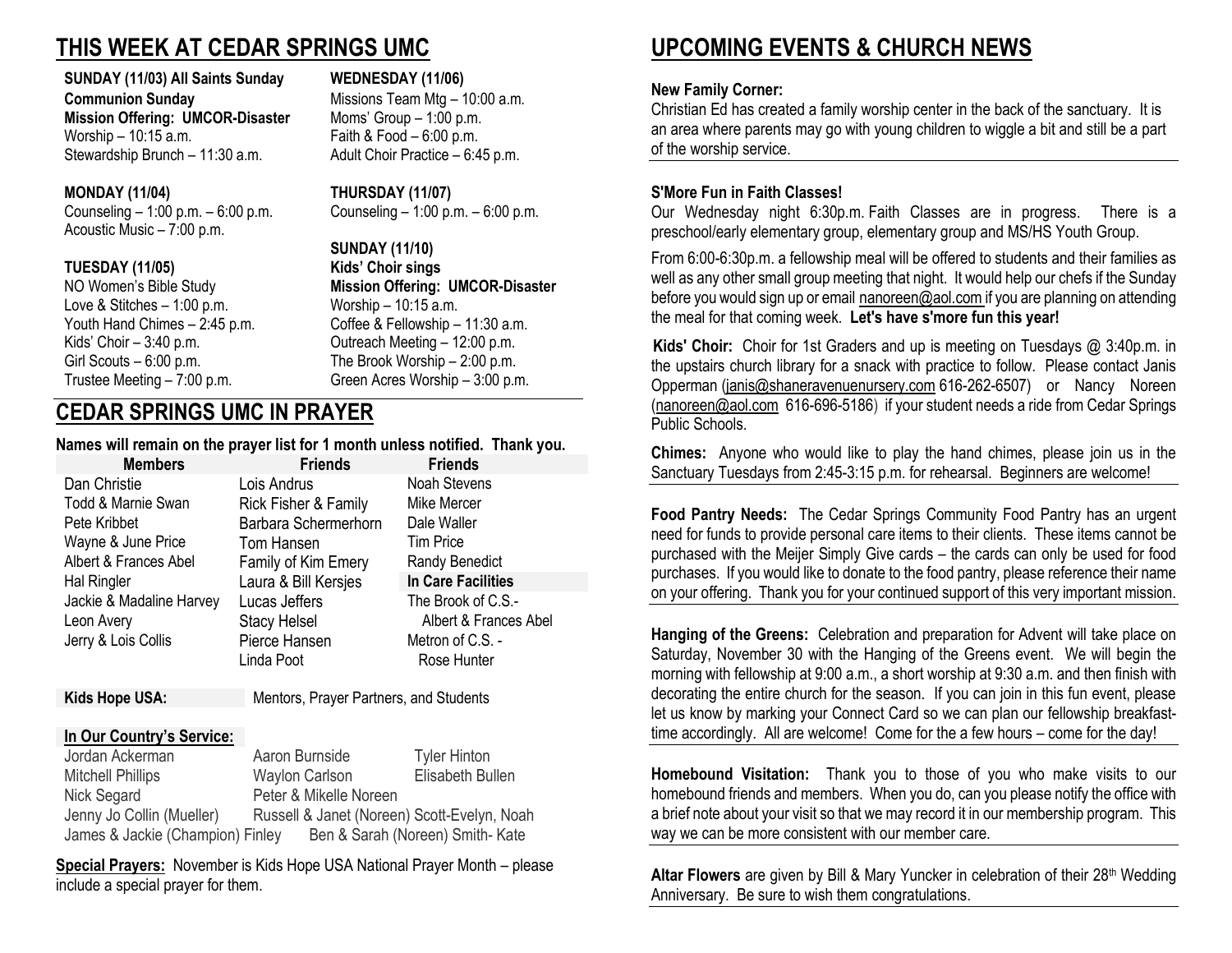# THIS WEEK AT CEDAR SPRINGS UMC

**SUNDAY (11/03) All Saints Sunday**
**Communion Sunday**
**Mission Offering: UMCOR-Disaster**
Worship – 10:15 a.m.
Stewardship Brunch – 11:30 a.m.

**MONDAY (11/04)**
Counseling – 1:00 p.m. – 6:00 p.m.
Acoustic Music – 7:00 p.m.

**TUESDAY (11/05)**
NO Women's Bible Study
Love & Stitches – 1:00 p.m.
Youth Hand Chimes – 2:45 p.m.
Kids' Choir – 3:40 p.m.
Girl Scouts – 6:00 p.m.
Trustee Meeting – 7:00 p.m.

**WEDNESDAY (11/06)**
Missions Team Mtg – 10:00 a.m.
Moms' Group – 1:00 p.m.
Faith & Food – 6:00 p.m.
Adult Choir Practice – 6:45 p.m.

**THURSDAY (11/07)**
Counseling – 1:00 p.m. – 6:00 p.m.

**SUNDAY (11/10)**
**Kids' Choir sings**
**Mission Offering: UMCOR-Disaster**
Worship – 10:15 a.m.
Coffee & Fellowship – 11:30 a.m.
Outreach Meeting – 12:00 p.m.
The Brook Worship – 2:00 p.m.
Green Acres Worship – 3:00 p.m.

# CEDAR SPRINGS UMC IN PRAYER

**Names will remain on the prayer list for 1 month unless notified. Thank you.**

| Members | Friends | Friends |
|---|---|---|
| Dan Christie | Lois Andrus | Noah Stevens |
| Todd & Marnie Swan | Rick Fisher & Family | Mike Mercer |
| Pete Kribbet | Barbara Schermerhorn | Dale Waller |
| Wayne & June Price | Tom Hansen | Tim Price |
| Albert & Frances Abel | Family of Kim Emery | Randy Benedict |
| Hal Ringler | Laura & Bill Kersjes | **In Care Facilities** |
| Jackie & Madaline Harvey | Lucas Jeffers | The Brook of C.S.- |
| Leon Avery | Stacy Helsel | Albert & Frances Abel |
| Jerry & Lois Collis | Pierce Hansen | Metron of C.S. - |
| | Linda Poot | Rose Hunter |

**Kids Hope USA:** Mentors, Prayer Partners, and Students

**In Our Country's Service:**

Jordan Ackerman, Aaron Burnside, Tyler Hinton
Mitchell Phillips, Waylon Carlson, Elisabeth Bullen
Nick Segard, Peter & Mikelle Noreen
Jenny Jo Collin (Mueller), Russell & Janet (Noreen) Scott-Evelyn, Noah
James & Jackie (Champion) Finley, Ben & Sarah (Noreen) Smith- Kate

**Special Prayers:** November is Kids Hope USA National Prayer Month – please include a special prayer for them.

# UPCOMING EVENTS & CHURCH NEWS

**New Family Corner:**
Christian Ed has created a family worship center in the back of the sanctuary. It is an area where parents may go with young children to wiggle a bit and still be a part of the worship service.

**S'More Fun in Faith Classes!**
Our Wednesday night 6:30p.m. Faith Classes are in progress. There is a preschool/early elementary group, elementary group and MS/HS Youth Group.

From 6:00-6:30p.m. a fellowship meal will be offered to students and their families as well as any other small group meeting that night. It would help our chefs if the Sunday before you would sign up or email nanoreen@aol.com if you are planning on attending the meal for that coming week. **Let's have s'more fun this year!**

**Kids' Choir:** Choir for 1st Graders and up is meeting on Tuesdays @ 3:40p.m. in the upstairs church library for a snack with practice to follow. Please contact Janis Opperman (janis@shaneravenuenursery.com 616-262-6507) or Nancy Noreen (nanoreen@aol.com 616-696-5186) if your student needs a ride from Cedar Springs Public Schools.

**Chimes:** Anyone who would like to play the hand chimes, please join us in the Sanctuary Tuesdays from 2:45-3:15 p.m. for rehearsal. Beginners are welcome!

**Food Pantry Needs:** The Cedar Springs Community Food Pantry has an urgent need for funds to provide personal care items to their clients. These items cannot be purchased with the Meijer Simply Give cards – the cards can only be used for food purchases. If you would like to donate to the food pantry, please reference their name on your offering. Thank you for your continued support of this very important mission.

**Hanging of the Greens:** Celebration and preparation for Advent will take place on Saturday, November 30 with the Hanging of the Greens event. We will begin the morning with fellowship at 9:00 a.m., a short worship at 9:30 a.m. and then finish with decorating the entire church for the season. If you can join in this fun event, please let us know by marking your Connect Card so we can plan our fellowship breakfast-time accordingly. All are welcome! Come for the a few hours – come for the day!

**Homebound Visitation:** Thank you to those of you who make visits to our homebound friends and members. When you do, can you please notify the office with a brief note about your visit so that we may record it in our membership program. This way we can be more consistent with our member care.

**Altar Flowers** are given by Bill & Mary Yuncker in celebration of their 28th Wedding Anniversary. Be sure to wish them congratulations.